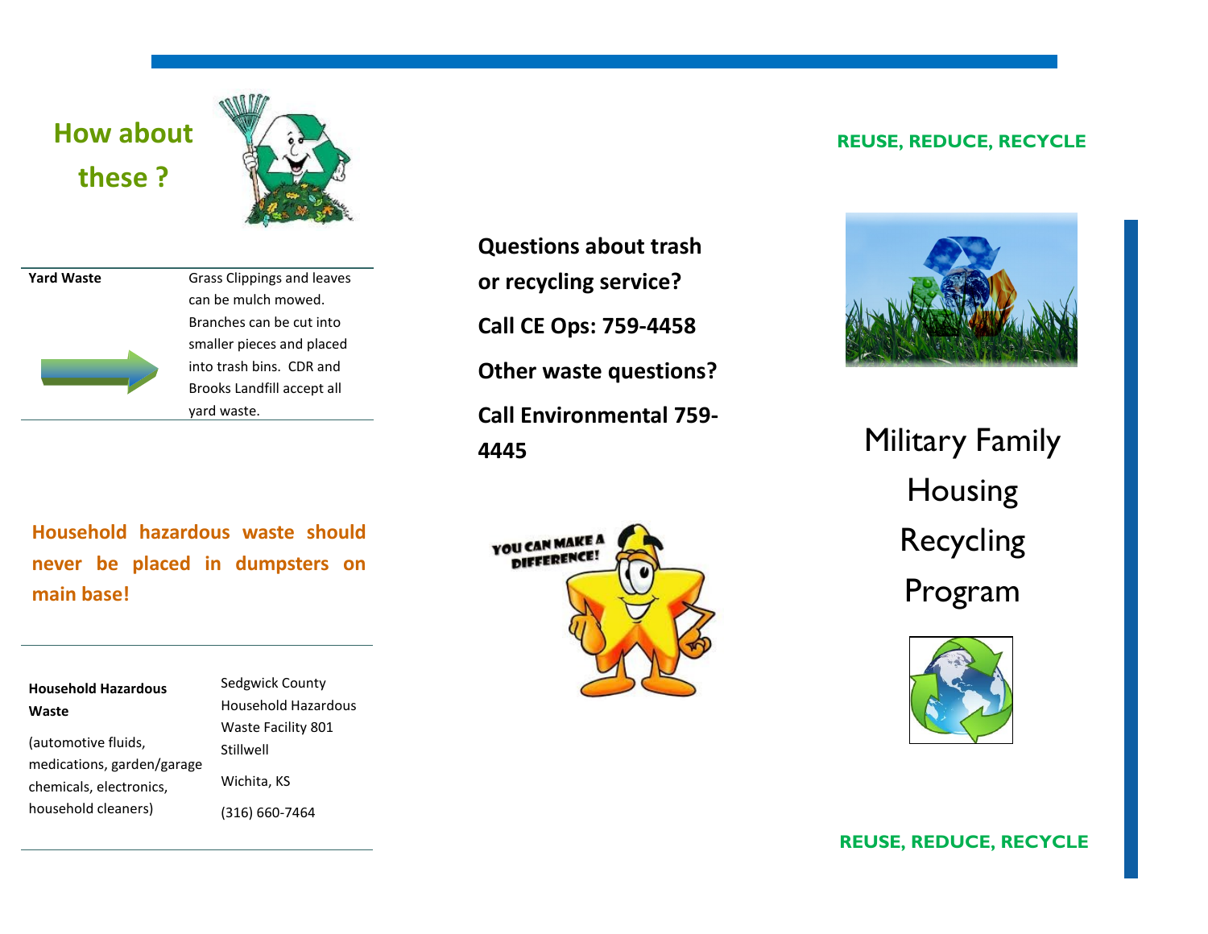## How about these ?

| Yard Waste | Grass Clippings and leaves can be mulch mowed. Branches can be cut into smaller pieces and placed into trash bins. CDR and Brooks Landfill accept all yard waste. |
|---|---|

**Household hazardous waste should never be placed in dumpsters on main base!**

| **Household Hazardous Waste** (automotive fluids, medications, garden/garage chemicals, electronics, household cleaners) | Sedgwick County Household Hazardous Waste Facility 801 Stillwell Wichita, KS (316) 660-7464 |
|---|---|

**Questions about trash or recycling service?**

**Call CE Ops: 759-4458**

**Other waste questions?**

**Call Environmental 759-4445**

**REUSE, REDUCE, RECYCLE**

# Military Family Housing Recycling Program

**REUSE, REDUCE, RECYCLE**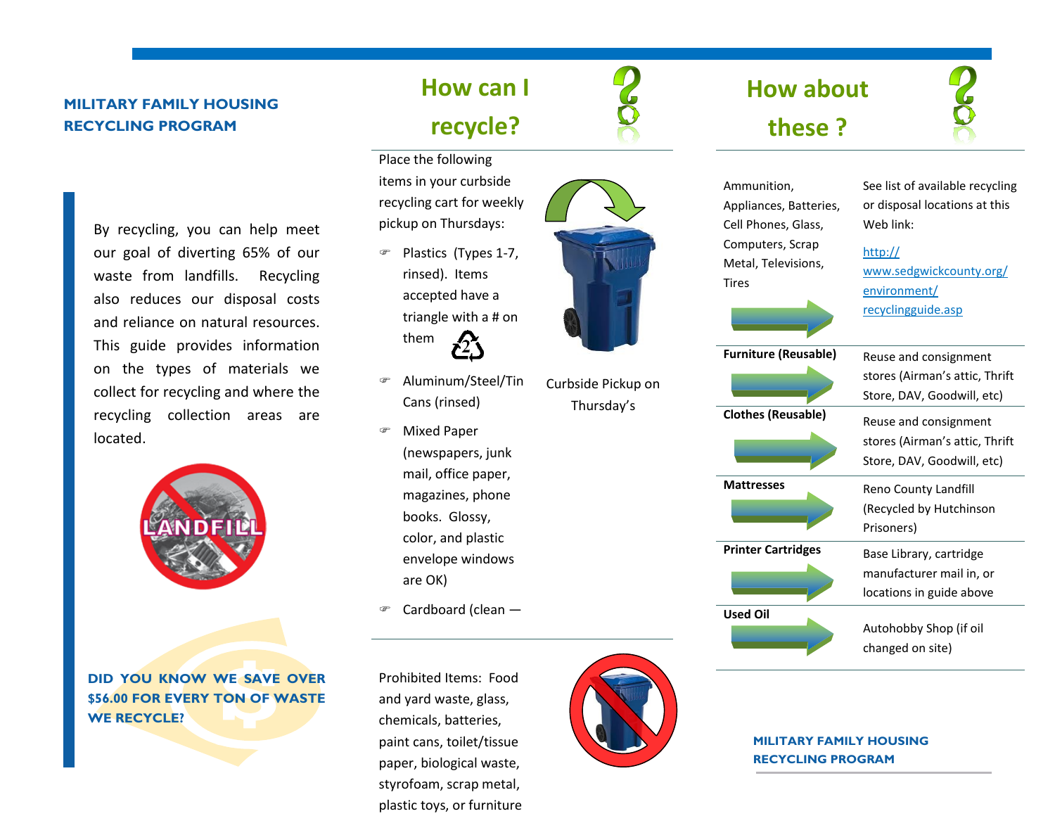**MILITARY FAMILY HOUSING RECYCLING PROGRAM**

By recycling, you can help meet our goal of diverting 65% of our waste from landfills. Recycling also reduces our disposal costs and reliance on natural resources. This guide provides information on the types of materials we collect for recycling and where the recycling collection areas are located.

LANDFILL

**DID YOU KNOW WE SAVE OVER $56.00 FOR EVERY TON OF WASTE WE RECYCLE?**

## How can I recycle?

Place the following items in your curbside recycling cart for weekly pickup on Thursdays:

- Plastics (Types 1-7, rinsed). Items accepted have a triangle with a # on them
- Aluminum/Steel/Tin Cans (rinsed)
- Mixed Paper (newspapers, junk mail, office paper, magazines, phone books. Glossy, color, and plastic envelope windows are OK)
- Cardboard (clean —

Curbside Pickup on Thursday's

Prohibited Items: Food and yard waste, glass, chemicals, batteries, paint cans, toilet/tissue paper, biological waste, styrofoam, scrap metal, plastic toys, or furniture

## How about these ?

| | |
|---|---|
| Ammunition, Appliances, Batteries, Cell Phones, Glass, Computers, Scrap Metal, Televisions, Tires | See list of available recycling or disposal locations at this Web link: http://www.sedgwickcounty.org/environment/recyclingguide.asp |
| **Furniture (Reusable)** | Reuse and consignment stores (Airman's attic, Thrift Store, DAV, Goodwill, etc) |
| **Clothes (Reusable)** | Reuse and consignment stores (Airman's attic, Thrift Store, DAV, Goodwill, etc) |
| **Mattresses** | Reno County Landfill (Recycled by Hutchinson Prisoners) |
| **Printer Cartridges** | Base Library, cartridge manufacturer mail in, or locations in guide above |
| **Used Oil** | Autohobby Shop (if oil changed on site) |

**MILITARY FAMILY HOUSING RECYCLING PROGRAM**